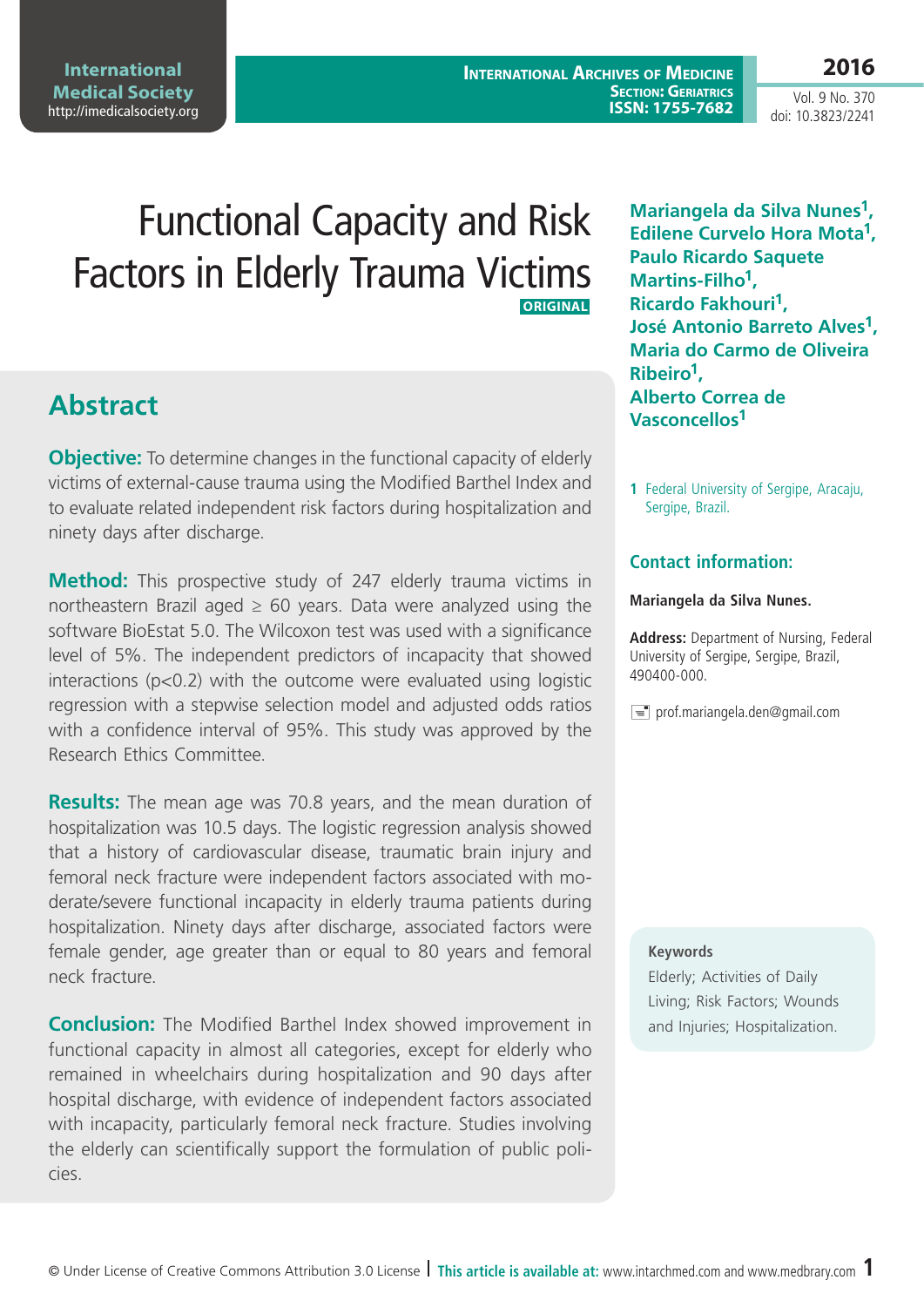# Functional Capacity and Risk Factors in Elderly Trauma Victims

ORIGINAL

**Mariangela da Silva Nunes[1], Edilene Curvelo Hora Mota[1], Paulo Ricardo Saquete Martins-Filho[1], Ricardo Fakhouri[1], José Antonio Barreto Alves[1], Maria do Carmo de Oliveira Ribeiro[1], Alberto Correa de Vasconcellos[1]**

1 Federal University of Sergipe, Aracaju, Sergipe, Brazil.

### Contact information:

**Mariangela da Silva Nunes.**

**Address:** Department of Nursing, Federal University of Sergipe, Sergipe, Brazil, 490400-000.

prof.mariangela.den@gmail.com

## Abstract

**Objective:** To determine changes in the functional capacity of elderly victims of external-cause trauma using the Modified Barthel Index and to evaluate related independent risk factors during hospitalization and ninety days after discharge.

**Method:** This prospective study of 247 elderly trauma victims in northeastern Brazil aged ≥ 60 years. Data were analyzed using the software BioEstat 5.0. The Wilcoxon test was used with a significance level of 5%. The independent predictors of incapacity that showed interactions ($p<0.2$) with the outcome were evaluated using logistic regression with a stepwise selection model and adjusted odds ratios with a confidence interval of 95%. This study was approved by the Research Ethics Committee.

**Results:** The mean age was 70.8 years, and the mean duration of hospitalization was 10.5 days. The logistic regression analysis showed that a history of cardiovascular disease, traumatic brain injury and femoral neck fracture were independent factors associated with moderate/severe functional incapacity in elderly trauma patients during hospitalization. Ninety days after discharge, associated factors were female gender, age greater than or equal to 80 years and femoral neck fracture.

**Conclusion:** The Modified Barthel Index showed improvement in functional capacity in almost all categories, except for elderly who remained in wheelchairs during hospitalization and 90 days after hospital discharge, with evidence of independent factors associated with incapacity, particularly femoral neck fracture. Studies involving the elderly can scientifically support the formulation of public policies.

**Keywords**

Elderly; Activities of Daily Living; Risk Factors; Wounds and Injuries; Hospitalization.

© Under License of Creative Commons Attribution 3.0 License | **This article is available at:** www.intarchmed.com and www.medbrary.com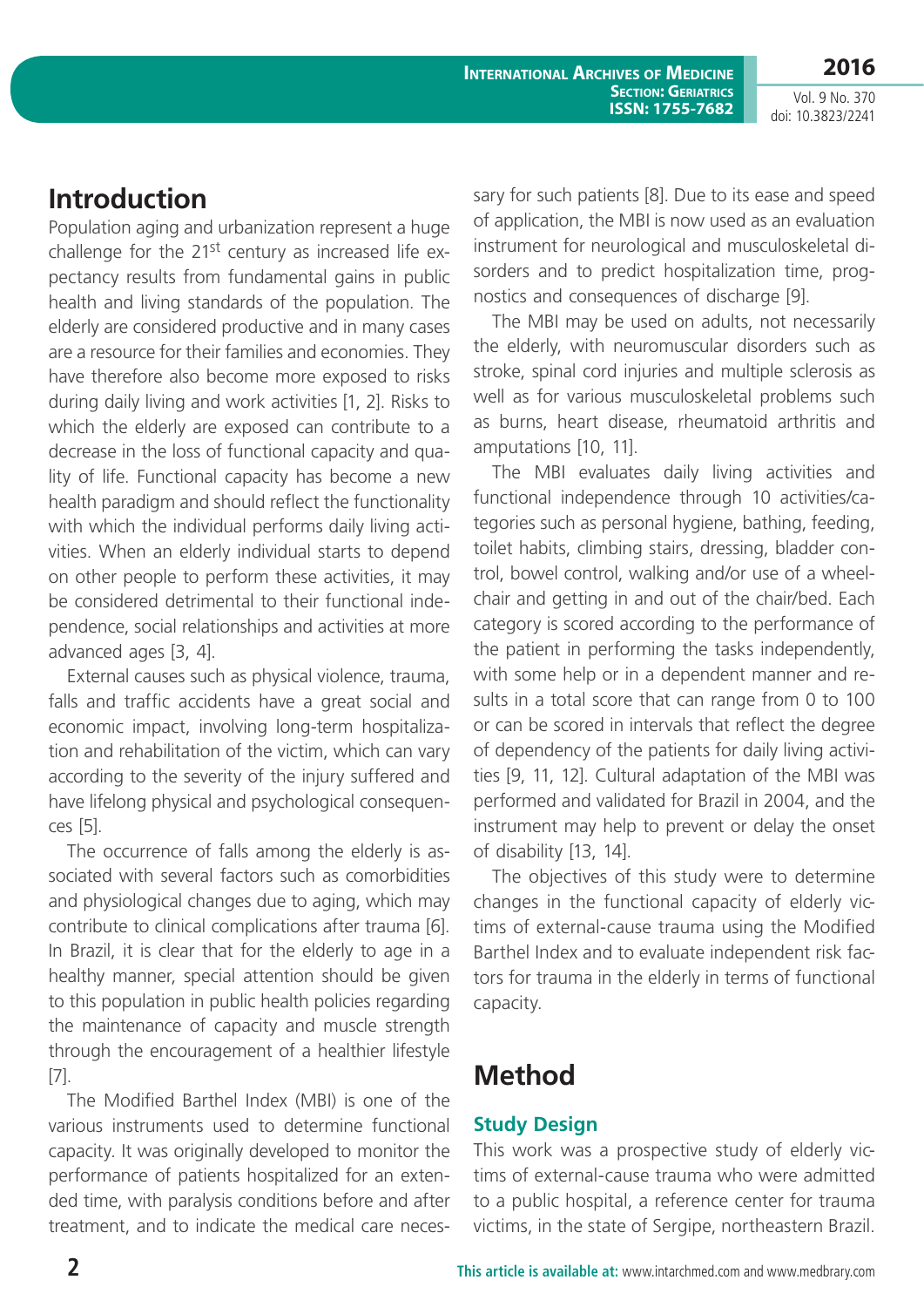## Introduction

Population aging and urbanization represent a huge challenge for the 21st century as increased life expectancy results from fundamental gains in public health and living standards of the population. The elderly are considered productive and in many cases are a resource for their families and economies. They have therefore also become more exposed to risks during daily living and work activities [1, 2]. Risks to which the elderly are exposed can contribute to a decrease in the loss of functional capacity and quality of life. Functional capacity has become a new health paradigm and should reflect the functionality with which the individual performs daily living activities. When an elderly individual starts to depend on other people to perform these activities, it may be considered detrimental to their functional independence, social relationships and activities at more advanced ages [3, 4].

External causes such as physical violence, trauma, falls and traffic accidents have a great social and economic impact, involving long-term hospitalization and rehabilitation of the victim, which can vary according to the severity of the injury suffered and have lifelong physical and psychological consequences [5].

The occurrence of falls among the elderly is associated with several factors such as comorbidities and physiological changes due to aging, which may contribute to clinical complications after trauma [6]. In Brazil, it is clear that for the elderly to age in a healthy manner, special attention should be given to this population in public health policies regarding the maintenance of capacity and muscle strength through the encouragement of a healthier lifestyle [7].

The Modified Barthel Index (MBI) is one of the various instruments used to determine functional capacity. It was originally developed to monitor the performance of patients hospitalized for an extended time, with paralysis conditions before and after treatment, and to indicate the medical care necessary for such patients [8]. Due to its ease and speed of application, the MBI is now used as an evaluation instrument for neurological and musculoskeletal disorders and to predict hospitalization time, prognostics and consequences of discharge [9].

The MBI may be used on adults, not necessarily the elderly, with neuromuscular disorders such as stroke, spinal cord injuries and multiple sclerosis as well as for various musculoskeletal problems such as burns, heart disease, rheumatoid arthritis and amputations [10, 11].

The MBI evaluates daily living activities and functional independence through 10 activities/categories such as personal hygiene, bathing, feeding, toilet habits, climbing stairs, dressing, bladder control, bowel control, walking and/or use of a wheelchair and getting in and out of the chair/bed. Each category is scored according to the performance of the patient in performing the tasks independently, with some help or in a dependent manner and results in a total score that can range from 0 to 100 or can be scored in intervals that reflect the degree of dependency of the patients for daily living activities [9, 11, 12]. Cultural adaptation of the MBI was performed and validated for Brazil in 2004, and the instrument may help to prevent or delay the onset of disability [13, 14].

The objectives of this study were to determine changes in the functional capacity of elderly victims of external-cause trauma using the Modified Barthel Index and to evaluate independent risk factors for trauma in the elderly in terms of functional capacity.

## Method

### Study Design

This work was a prospective study of elderly victims of external-cause trauma who were admitted to a public hospital, a reference center for trauma victims, in the state of Sergipe, northeastern Brazil.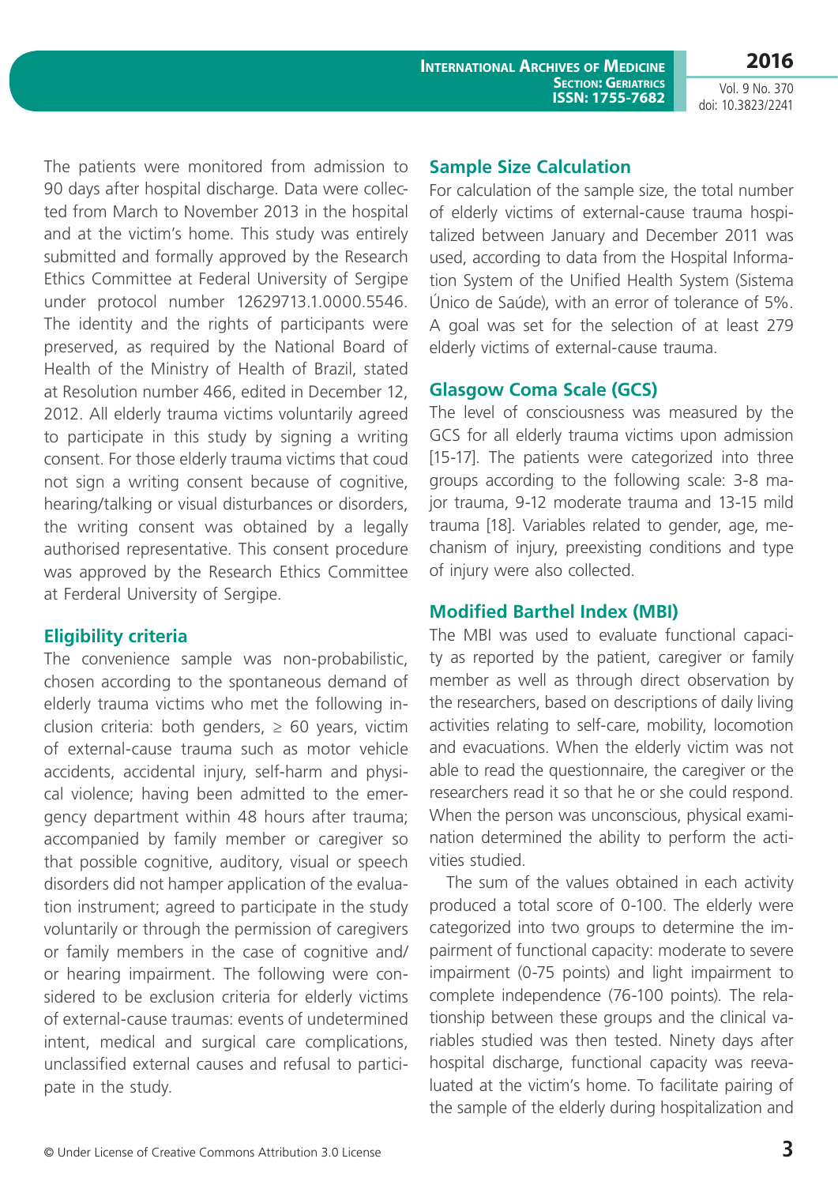The patients were monitored from admission to 90 days after hospital discharge. Data were collected from March to November 2013 in the hospital and at the victim's home. This study was entirely submitted and formally approved by the Research Ethics Committee at Federal University of Sergipe under protocol number 12629713.1.0000.5546. The identity and the rights of participants were preserved, as required by the National Board of Health of the Ministry of Health of Brazil, stated at Resolution number 466, edited in December 12, 2012. All elderly trauma victims voluntarily agreed to participate in this study by signing a writing consent. For those elderly trauma victims that coud not sign a writing consent because of cognitive, hearing/talking or visual disturbances or disorders, the writing consent was obtained by a legally authorised representative. This consent procedure was approved by the Research Ethics Committee at Ferderal University of Sergipe.

## Eligibility criteria

The convenience sample was non-probabilistic, chosen according to the spontaneous demand of elderly trauma victims who met the following inclusion criteria: both genders, ≥ 60 years, victim of external-cause trauma such as motor vehicle accidents, accidental injury, self-harm and physical violence; having been admitted to the emergency department within 48 hours after trauma; accompanied by family member or caregiver so that possible cognitive, auditory, visual or speech disorders did not hamper application of the evaluation instrument; agreed to participate in the study voluntarily or through the permission of caregivers or family members in the case of cognitive and/or hearing impairment. The following were considered to be exclusion criteria for elderly victims of external-cause traumas: events of undetermined intent, medical and surgical care complications, unclassified external causes and refusal to participate in the study.

## Sample Size Calculation

For calculation of the sample size, the total number of elderly victims of external-cause trauma hospitalized between January and December 2011 was used, according to data from the Hospital Information System of the Unified Health System (Sistema Único de Saúde), with an error of tolerance of 5%. A goal was set for the selection of at least 279 elderly victims of external-cause trauma.

## Glasgow Coma Scale (GCS)

The level of consciousness was measured by the GCS for all elderly trauma victims upon admission [15-17]. The patients were categorized into three groups according to the following scale: 3-8 major trauma, 9-12 moderate trauma and 13-15 mild trauma [18]. Variables related to gender, age, mechanism of injury, preexisting conditions and type of injury were also collected.

## Modified Barthel Index (MBI)

The MBI was used to evaluate functional capacity as reported by the patient, caregiver or family member as well as through direct observation by the researchers, based on descriptions of daily living activities relating to self-care, mobility, locomotion and evacuations. When the elderly victim was not able to read the questionnaire, the caregiver or the researchers read it so that he or she could respond. When the person was unconscious, physical examination determined the ability to perform the activities studied.

The sum of the values obtained in each activity produced a total score of 0-100. The elderly were categorized into two groups to determine the impairment of functional capacity: moderate to severe impairment (0-75 points) and light impairment to complete independence (76-100 points). The relationship between these groups and the clinical variables studied was then tested. Ninety days after hospital discharge, functional capacity was reevaluated at the victim's home. To facilitate pairing of the sample of the elderly during hospitalization and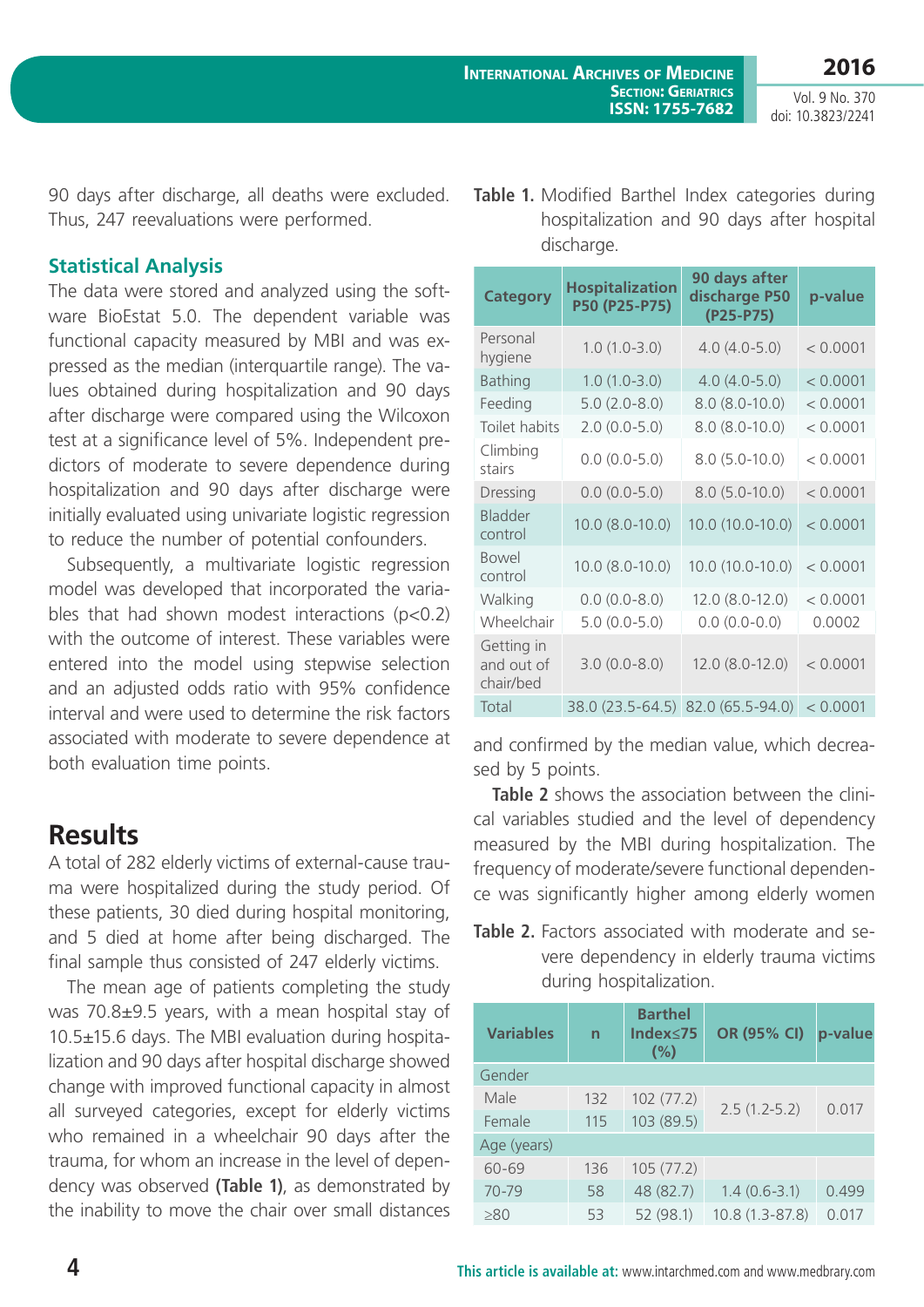90 days after discharge, all deaths were excluded. Thus, 247 reevaluations were performed.

### Statistical Analysis

The data were stored and analyzed using the software BioEstat 5.0. The dependent variable was functional capacity measured by MBI and was expressed as the median (interquartile range). The values obtained during hospitalization and 90 days after discharge were compared using the Wilcoxon test at a significance level of 5%. Independent predictors of moderate to severe dependence during hospitalization and 90 days after discharge were initially evaluated using univariate logistic regression to reduce the number of potential confounders.

Subsequently, a multivariate logistic regression model was developed that incorporated the variables that had shown modest interactions ($p<0.2$) with the outcome of interest. These variables were entered into the model using stepwise selection and an adjusted odds ratio with 95% confidence interval and were used to determine the risk factors associated with moderate to severe dependence at both evaluation time points.

## Results

A total of 282 elderly victims of external-cause trauma were hospitalized during the study period. Of these patients, 30 died during hospital monitoring, and 5 died at home after being discharged. The final sample thus consisted of 247 elderly victims.

The mean age of patients completing the study was 70.8±9.5 years, with a mean hospital stay of 10.5±15.6 days. The MBI evaluation during hospitalization and 90 days after hospital discharge showed change with improved functional capacity in almost all surveyed categories, except for elderly victims who remained in a wheelchair 90 days after the trauma, for whom an increase in the level of dependency was observed **(Table 1)**, as demonstrated by the inability to move the chair over small distances and confirmed by the median value, which decreased by 5 points.

**Table 1.** Modified Barthel Index categories during hospitalization and 90 days after hospital discharge.

| Category | Hospitalization P50 (P25-P75) | 90 days after discharge P50 (P25-P75) | p-value |
|---|---|---|---|
| Personal hygiene | 1.0 (1.0-3.0) | 4.0 (4.0-5.0) | < 0.0001 |
| Bathing | 1.0 (1.0-3.0) | 4.0 (4.0-5.0) | < 0.0001 |
| Feeding | 5.0 (2.0-8.0) | 8.0 (8.0-10.0) | < 0.0001 |
| Toilet habits | 2.0 (0.0-5.0) | 8.0 (8.0-10.0) | < 0.0001 |
| Climbing stairs | 0.0 (0.0-5.0) | 8.0 (5.0-10.0) | < 0.0001 |
| Dressing | 0.0 (0.0-5.0) | 8.0 (5.0-10.0) | < 0.0001 |
| Bladder control | 10.0 (8.0-10.0) | 10.0 (10.0-10.0) | < 0.0001 |
| Bowel control | 10.0 (8.0-10.0) | 10.0 (10.0-10.0) | < 0.0001 |
| Walking | 0.0 (0.0-8.0) | 12.0 (8.0-12.0) | < 0.0001 |
| Wheelchair | 5.0 (0.0-5.0) | 0.0 (0.0-0.0) | 0.0002 |
| Getting in and out of chair/bed | 3.0 (0.0-8.0) | 12.0 (8.0-12.0) | < 0.0001 |
| Total | 38.0 (23.5-64.5) | 82.0 (65.5-94.0) | < 0.0001 |

**Table 2** shows the association between the clinical variables studied and the level of dependency measured by the MBI during hospitalization. The frequency of moderate/severe functional dependence was significantly higher among elderly women

**Table 2.** Factors associated with moderate and severe dependency in elderly trauma victims during hospitalization.

| Variables | n | Barthel Index≤75 (%) | OR (95% CI) | p-value |
|---|---|---|---|---|
| Gender | | | | |
| Male | 132 | 102 (77.2) | 2.5 (1.2-5.2) | 0.017 |
| Female | 115 | 103 (89.5) | | |
| Age (years) | | | | |
| 60-69 | 136 | 105 (77.2) | | |
| 70-79 | 58 | 48 (82.7) | 1.4 (0.6-3.1) | 0.499 |
| ≥80 | 53 | 52 (98.1) | 10.8 (1.3-87.8) | 0.017 |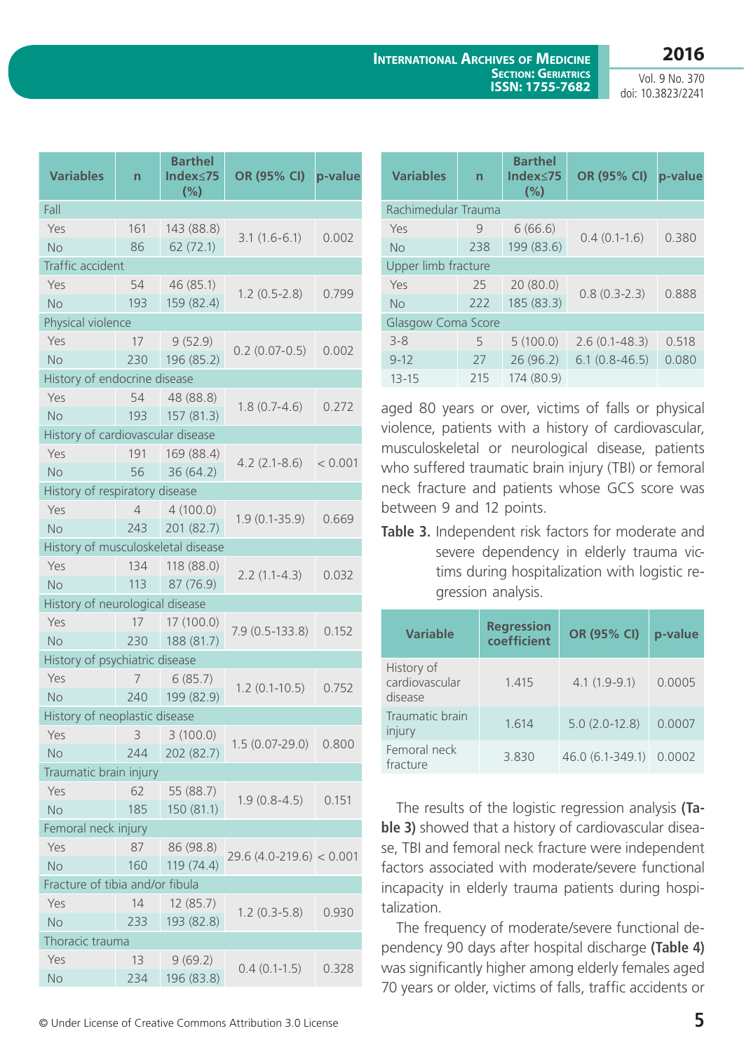| Variables | n | Barthel Index≤75 (%) | OR (95% CI) | p-value |
|---|---|---|---|---|
| Fall | | | | |
| Yes | 161 | 143 (88.8) | 3.1 (1.6-6.1) | 0.002 |
| No | 86 | 62 (72.1) | | |
| Traffic accident | | | | |
| Yes | 54 | 46 (85.1) | 1.2 (0.5-2.8) | 0.799 |
| No | 193 | 159 (82.4) | | |
| Physical violence | | | | |
| Yes | 17 | 9 (52.9) | 0.2 (0.07-0.5) | 0.002 |
| No | 230 | 196 (85.2) | | |
| History of endocrine disease | | | | |
| Yes | 54 | 48 (88.8) | 1.8 (0.7-4.6) | 0.272 |
| No | 193 | 157 (81.3) | | |
| History of cardiovascular disease | | | | |
| Yes | 191 | 169 (88.4) | 4.2 (2.1-8.6) | < 0.001 |
| No | 56 | 36 (64.2) | | |
| History of respiratory disease | | | | |
| Yes | 4 | 4 (100.0) | 1.9 (0.1-35.9) | 0.669 |
| No | 243 | 201 (82.7) | | |
| History of musculoskeletal disease | | | | |
| Yes | 134 | 118 (88.0) | 2.2 (1.1-4.3) | 0.032 |
| No | 113 | 87 (76.9) | | |
| History of neurological disease | | | | |
| Yes | 17 | 17 (100.0) | 7.9 (0.5-133.8) | 0.152 |
| No | 230 | 188 (81.7) | | |
| History of psychiatric disease | | | | |
| Yes | 7 | 6 (85.7) | 1.2 (0.1-10.5) | 0.752 |
| No | 240 | 199 (82.9) | | |
| History of neoplastic disease | | | | |
| Yes | 3 | 3 (100.0) | 1.5 (0.07-29.0) | 0.800 |
| No | 244 | 202 (82.7) | | |
| Traumatic brain injury | | | | |
| Yes | 62 | 55 (88.7) | 1.9 (0.8-4.5) | 0.151 |
| No | 185 | 150 (81.1) | | |
| Femoral neck injury | | | | |
| Yes | 87 | 86 (98.8) | 29.6 (4.0-219.6) | < 0.001 |
| No | 160 | 119 (74.4) | | |
| Fracture of tibia and/or fibula | | | | |
| Yes | 14 | 12 (85.7) | 1.2 (0.3-5.8) | 0.930 |
| No | 233 | 193 (82.8) | | |
| Thoracic trauma | | | | |
| Yes | 13 | 9 (69.2) | 0.4 (0.1-1.5) | 0.328 |
| No | 234 | 196 (83.8) | | |
| Rachimedular Trauma | | | | |
| Yes | 9 | 6 (66.6) | 0.4 (0.1-1.6) | 0.380 |
| No | 238 | 199 (83.6) | | |
| Upper limb fracture | | | | |
| Yes | 25 | 20 (80.0) | 0.8 (0.3-2.3) | 0.888 |
| No | 222 | 185 (83.3) | | |
| Glasgow Coma Score | | | | |
| 3-8 | 5 | 5 (100.0) | 2.6 (0.1-48.3) | 0.518 |
| 9-12 | 27 | 26 (96.2) | 6.1 (0.8-46.5) | 0.080 |
| 13-15 | 215 | 174 (80.9) | | |

aged 80 years or over, victims of falls or physical violence, patients with a history of cardiovascular, musculoskeletal or neurological disease, patients who suffered traumatic brain injury (TBI) or femoral neck fracture and patients whose GCS score was between 9 and 12 points.

**Table 3.** Independent risk factors for moderate and severe dependency in elderly trauma victims during hospitalization with logistic regression analysis.

| Variable | Regression coefficient | OR (95% CI) | p-value |
|---|---|---|---|
| History of cardiovascular disease | 1.415 | 4.1 (1.9-9.1) | 0.0005 |
| Traumatic brain injury | 1.614 | 5.0 (2.0-12.8) | 0.0007 |
| Femoral neck fracture | 3.830 | 46.0 (6.1-349.1) | 0.0002 |

The results of the logistic regression analysis **(Table 3)** showed that a history of cardiovascular disease, TBI and femoral neck fracture were independent factors associated with moderate/severe functional incapacity in elderly trauma patients during hospitalization.

The frequency of moderate/severe functional dependency 90 days after hospital discharge **(Table 4)** was significantly higher among elderly females aged 70 years or older, victims of falls, traffic accidents or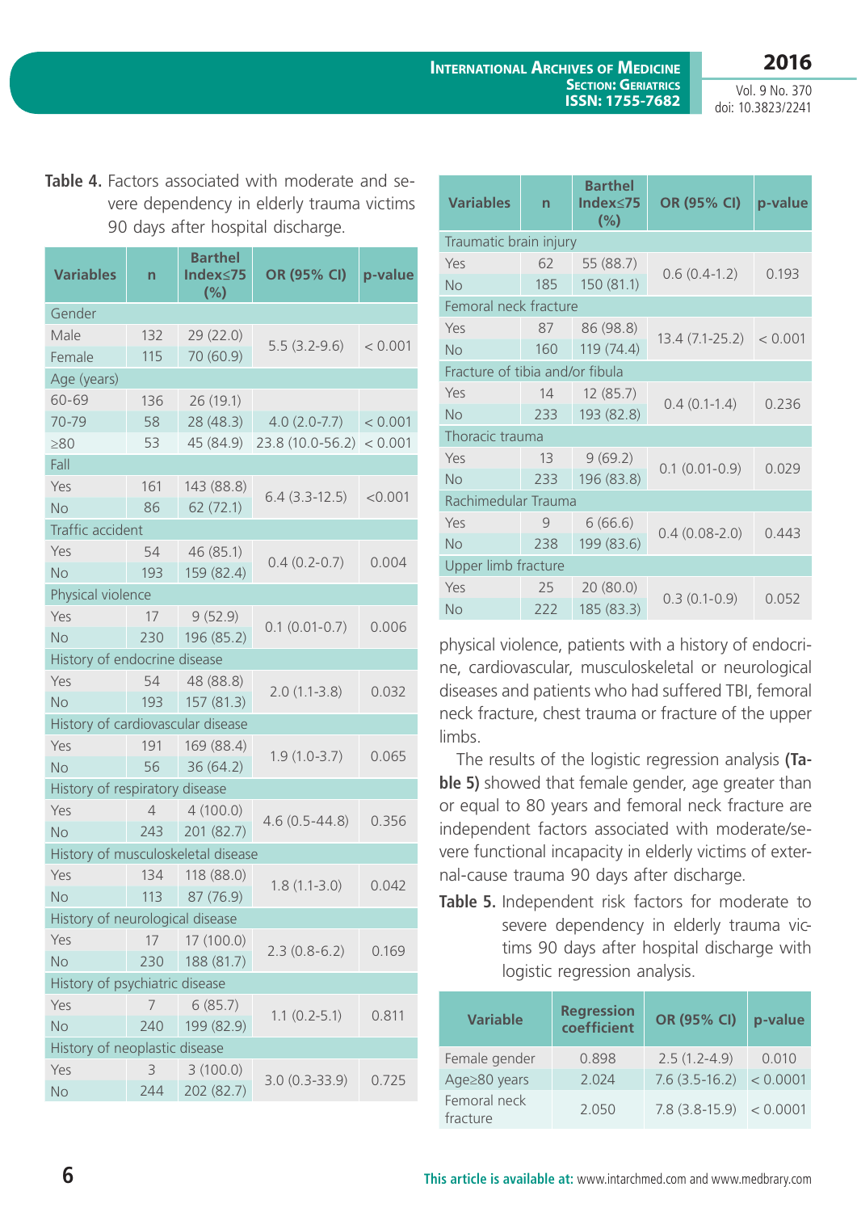**Table 4.** Factors associated with moderate and severe dependency in elderly trauma victims 90 days after hospital discharge.

| Variables | n | Barthel Index≤75 (%) | OR (95% CI) | p-value |
|---|---|---|---|---|
| Gender | | | | |
| Male | 132 | 29 (22.0) | 5.5 (3.2-9.6) | < 0.001 |
| Female | 115 | 70 (60.9) | | |
| Age (years) | | | | |
| 60-69 | 136 | 26 (19.1) | | |
| 70-79 | 58 | 28 (48.3) | 4.0 (2.0-7.7) | < 0.001 |
| ≥80 | 53 | 45 (84.9) | 23.8 (10.0-56.2) | < 0.001 |
| Fall | | | | |
| Yes | 161 | 143 (88.8) | 6.4 (3.3-12.5) | <0.001 |
| No | 86 | 62 (72.1) | | |
| Traffic accident | | | | |
| Yes | 54 | 46 (85.1) | 0.4 (0.2-0.7) | 0.004 |
| No | 193 | 159 (82.4) | | |
| Physical violence | | | | |
| Yes | 17 | 9 (52.9) | 0.1 (0.01-0.7) | 0.006 |
| No | 230 | 196 (85.2) | | |
| History of endocrine disease | | | | |
| Yes | 54 | 48 (88.8) | 2.0 (1.1-3.8) | 0.032 |
| No | 193 | 157 (81.3) | | |
| History of cardiovascular disease | | | | |
| Yes | 191 | 169 (88.4) | 1.9 (1.0-3.7) | 0.065 |
| No | 56 | 36 (64.2) | | |
| History of respiratory disease | | | | |
| Yes | 4 | 4 (100.0) | 4.6 (0.5-44.8) | 0.356 |
| No | 243 | 201 (82.7) | | |
| History of musculoskeletal disease | | | | |
| Yes | 134 | 118 (88.0) | 1.8 (1.1-3.0) | 0.042 |
| No | 113 | 87 (76.9) | | |
| History of neurological disease | | | | |
| Yes | 17 | 17 (100.0) | 2.3 (0.8-6.2) | 0.169 |
| No | 230 | 188 (81.7) | | |
| History of psychiatric disease | | | | |
| Yes | 7 | 6 (85.7) | 1.1 (0.2-5.1) | 0.811 |
| No | 240 | 199 (82.9) | | |
| History of neoplastic disease | | | | |
| Yes | 3 | 3 (100.0) | 3.0 (0.3-33.9) | 0.725 |
| No | 244 | 202 (82.7) | | |
| Traumatic brain injury | | | | |
| Yes | 62 | 55 (88.7) | 0.6 (0.4-1.2) | 0.193 |
| No | 185 | 150 (81.1) | | |
| Femoral neck fracture | | | | |
| Yes | 87 | 86 (98.8) | 13.4 (7.1-25.2) | < 0.001 |
| No | 160 | 119 (74.4) | | |
| Fracture of tibia and/or fibula | | | | |
| Yes | 14 | 12 (85.7) | 0.4 (0.1-1.4) | 0.236 |
| No | 233 | 193 (82.8) | | |
| Thoracic trauma | | | | |
| Yes | 13 | 9 (69.2) | 0.1 (0.01-0.9) | 0.029 |
| No | 233 | 196 (83.8) | | |
| Rachimedular Trauma | | | | |
| Yes | 9 | 6 (66.6) | 0.4 (0.08-2.0) | 0.443 |
| No | 238 | 199 (83.6) | | |
| Upper limb fracture | | | | |
| Yes | 25 | 20 (80.0) | 0.3 (0.1-0.9) | 0.052 |
| No | 222 | 185 (83.3) | | |

physical violence, patients with a history of endocrine, cardiovascular, musculoskeletal or neurological diseases and patients who had suffered TBI, femoral neck fracture, chest trauma or fracture of the upper limbs.

The results of the logistic regression analysis **(Table 5)** showed that female gender, age greater than or equal to 80 years and femoral neck fracture are independent factors associated with moderate/severe functional incapacity in elderly victims of external-cause trauma 90 days after discharge.

**Table 5.** Independent risk factors for moderate to severe dependency in elderly trauma victims 90 days after hospital discharge with logistic regression analysis.

| Variable | Regression coefficient | OR (95% CI) | p-value |
|---|---|---|---|
| Female gender | 0.898 | 2.5 (1.2-4.9) | 0.010 |
| Age≥80 years | 2.024 | 7.6 (3.5-16.2) | < 0.0001 |
| Femoral neck fracture | 2.050 | 7.8 (3.8-15.9) | < 0.0001 |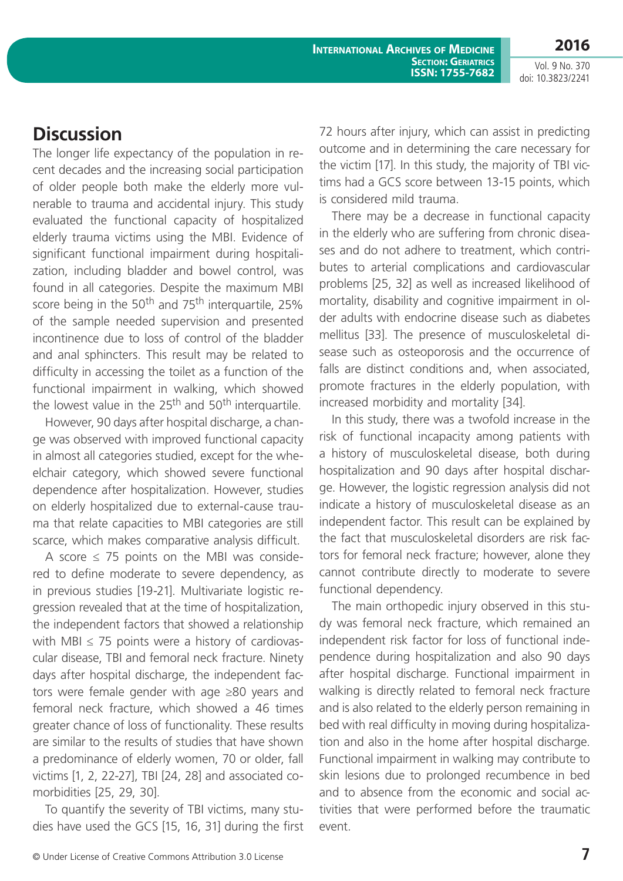## Discussion

The longer life expectancy of the population in recent decades and the increasing social participation of older people both make the elderly more vulnerable to trauma and accidental injury. This study evaluated the functional capacity of hospitalized elderly trauma victims using the MBI. Evidence of significant functional impairment during hospitalization, including bladder and bowel control, was found in all categories. Despite the maximum MBI score being in the 50$^{th}$ and 75$^{th}$ interquartile, 25% of the sample needed supervision and presented incontinence due to loss of control of the bladder and anal sphincters. This result may be related to difficulty in accessing the toilet as a function of the functional impairment in walking, which showed the lowest value in the 25$^{th}$ and 50$^{th}$ interquartile.

However, 90 days after hospital discharge, a change was observed with improved functional capacity in almost all categories studied, except for the wheelchair category, which showed severe functional dependence after hospitalization. However, studies on elderly hospitalized due to external-cause trauma that relate capacities to MBI categories are still scarce, which makes comparative analysis difficult.

A score $\leq$ 75 points on the MBI was considered to define moderate to severe dependency, as in previous studies [19-21]. Multivariate logistic regression revealed that at the time of hospitalization, the independent factors that showed a relationship with MBI $\leq$ 75 points were a history of cardiovascular disease, TBI and femoral neck fracture. Ninety days after hospital discharge, the independent factors were female gender with age $\geq$80 years and femoral neck fracture, which showed a 46 times greater chance of loss of functionality. These results are similar to the results of studies that have shown a predominance of elderly women, 70 or older, fall victims [1, 2, 22-27], TBI [24, 28] and associated comorbidities [25, 29, 30].

To quantify the severity of TBI victims, many studies have used the GCS [15, 16, 31] during the first 72 hours after injury, which can assist in predicting outcome and in determining the care necessary for the victim [17]. In this study, the majority of TBI victims had a GCS score between 13-15 points, which is considered mild trauma.

There may be a decrease in functional capacity in the elderly who are suffering from chronic diseases and do not adhere to treatment, which contributes to arterial complications and cardiovascular problems [25, 32] as well as increased likelihood of mortality, disability and cognitive impairment in older adults with endocrine disease such as diabetes mellitus [33]. The presence of musculoskeletal disease such as osteoporosis and the occurrence of falls are distinct conditions and, when associated, promote fractures in the elderly population, with increased morbidity and mortality [34].

In this study, there was a twofold increase in the risk of functional incapacity among patients with a history of musculoskeletal disease, both during hospitalization and 90 days after hospital discharge. However, the logistic regression analysis did not indicate a history of musculoskeletal disease as an independent factor. This result can be explained by the fact that musculoskeletal disorders are risk factors for femoral neck fracture; however, alone they cannot contribute directly to moderate to severe functional dependency.

The main orthopedic injury observed in this study was femoral neck fracture, which remained an independent risk factor for loss of functional independence during hospitalization and also 90 days after hospital discharge. Functional impairment in walking is directly related to femoral neck fracture and is also related to the elderly person remaining in bed with real difficulty in moving during hospitalization and also in the home after hospital discharge. Functional impairment in walking may contribute to skin lesions due to prolonged recumbence in bed and to absence from the economic and social activities that were performed before the traumatic event.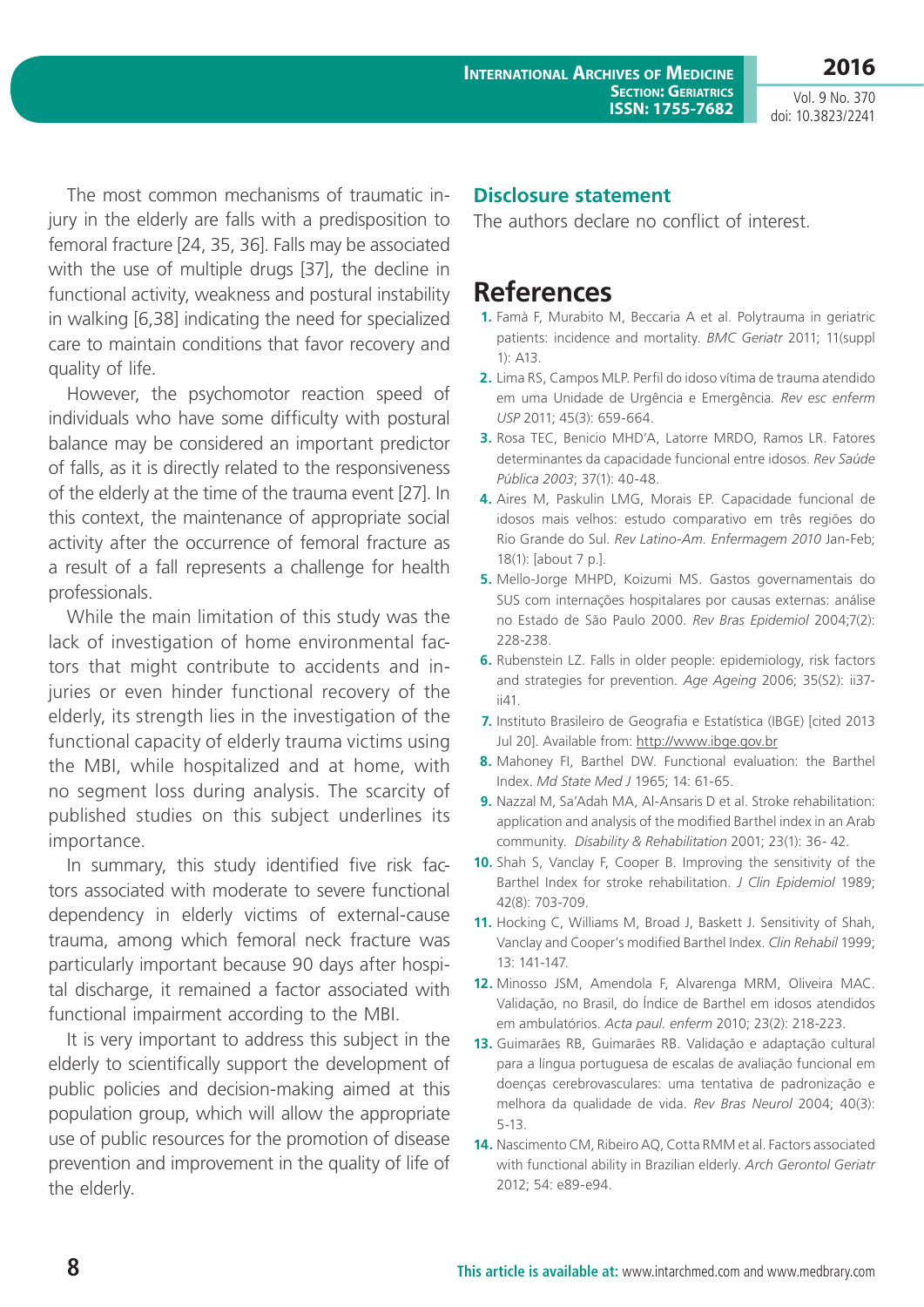The most common mechanisms of traumatic injury in the elderly are falls with a predisposition to femoral fracture [24, 35, 36]. Falls may be associated with the use of multiple drugs [37], the decline in functional activity, weakness and postural instability in walking [6,38] indicating the need for specialized care to maintain conditions that favor recovery and quality of life.

However, the psychomotor reaction speed of individuals who have some difficulty with postural balance may be considered an important predictor of falls, as it is directly related to the responsiveness of the elderly at the time of the trauma event [27]. In this context, the maintenance of appropriate social activity after the occurrence of femoral fracture as a result of a fall represents a challenge for health professionals.

While the main limitation of this study was the lack of investigation of home environmental factors that might contribute to accidents and injuries or even hinder functional recovery of the elderly, its strength lies in the investigation of the functional capacity of elderly trauma victims using the MBI, while hospitalized and at home, with no segment loss during analysis. The scarcity of published studies on this subject underlines its importance.

In summary, this study identified five risk factors associated with moderate to severe functional dependency in elderly victims of external-cause trauma, among which femoral neck fracture was particularly important because 90 days after hospital discharge, it remained a factor associated with functional impairment according to the MBI.

It is very important to address this subject in the elderly to scientifically support the development of public policies and decision-making aimed at this population group, which will allow the appropriate use of public resources for the promotion of disease prevention and improvement in the quality of life of the elderly.

## Disclosure statement

The authors declare no conflict of interest.

# References

1. Famà F, Murabito M, Beccaria A et al. Polytrauma in geriatric patients: incidence and mortality. *BMC Geriat* 2011; 11(suppl 1): A13.
2. Lima RS, Campos MLP. Perfil do idoso vítima de trauma atendido em uma Unidade de Urgência e Emergência. *Rev esc enferm USP* 2011; 45(3): 659-664.
3. Rosa TEC, Benicio MHD'A, Latorre MRDO, Ramos LR. Fatores determinantes da capacidade funcional entre idosos. *Rev Saúde Pública 2003*; 37(1): 40-48.
4. Aires M, Paskulin LMG, Morais EP. Capacidade funcional de idosos mais velhos: estudo comparativo em três regiões do Rio Grande do Sul. *Rev Latino-Am. Enfermagem 2010* Jan-Feb; 18(1): [about 7 p.].
5. Mello-Jorge MHPD, Koizumi MS. Gastos governamentais do SUS com internações hospitalares por causas externas: análise no Estado de São Paulo 2000. *Rev Bras Epidemiol* 2004;7(2): 228-238.
6. Rubenstein LZ. Falls in older people: epidemiology, risk factors and strategies for prevention. *Age Ageing* 2006; 35(S2): ii37-ii41.
7. Instituto Brasileiro de Geografia e Estatística (IBGE) [cited 2013 Jul 20]. Available from: http://www.ibge.gov.br
8. Mahoney FI, Barthel DW. Functional evaluation: the Barthel Index. *Md State Med J* 1965; 14: 61-65.
9. Nazzal M, Sa'Adah MA, Al-Ansaris D et al. Stroke rehabilitation: application and analysis of the modified Barthel index in an Arab community. *Disability & Rehabilitation* 2001; 23(1): 36- 42.
10. Shah S, Vanclay F, Cooper B. Improving the sensitivity of the Barthel Index for stroke rehabilitation. *J Clin Epidemiol* 1989; 42(8): 703-709.
11. Hocking C, Williams M, Broad J, Baskett J. Sensitivity of Shah, Vanclay and Cooper's modified Barthel Index. *Clin Rehabil* 1999; 13: 141-147.
12. Minosso JSM, Amendola F, Alvarenga MRM, Oliveira MAC. Validação, no Brasil, do Índice de Barthel em idosos atendidos em ambulatórios. *Acta paul. enferm* 2010; 23(2): 218-223.
13. Guimarães RB, Guimarães RB. Validação e adaptação cultural para a língua portuguesa de escalas de avaliação funcional em doenças cerebrovasculares: uma tentativa de padronização e melhora da qualidade de vida. *Rev Bras Neurol* 2004; 40(3): 5-13.
14. Nascimento CM, Ribeiro AQ, Cotta RMM et al. Factors associated with functional ability in Brazilian elderly. *Arch Gerontol Geriatr* 2012; 54: e89-e94.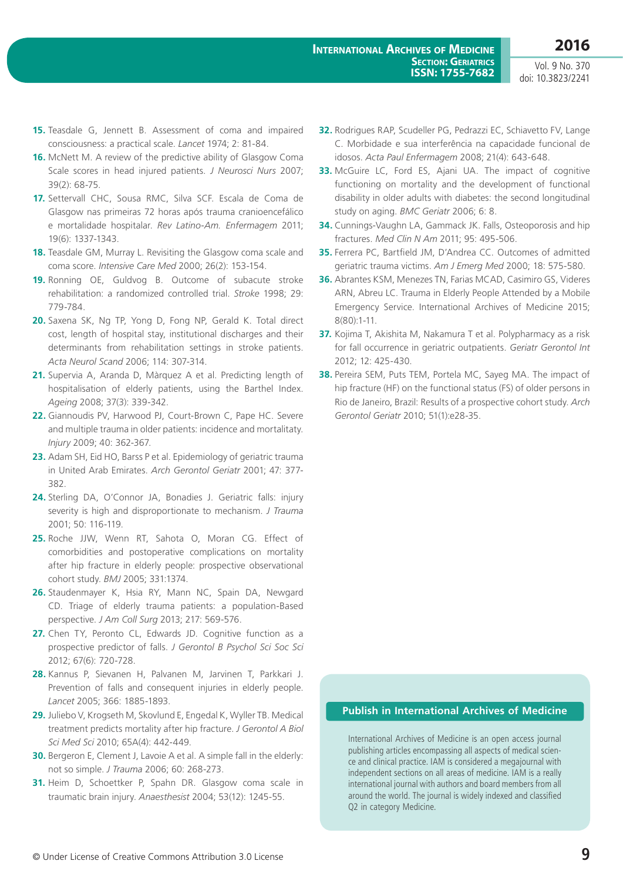15. Teasdale G, Jennett B. Assessment of coma and impaired consciousness: a practical scale. *Lancet* 1974; 2: 81-84.
16. McNett M. A review of the predictive ability of Glasgow Coma Scale scores in head injured patients. *J Neurosci Nurs* 2007; 39(2): 68-75.
17. Settervall CHC, Sousa RMC, Silva SCF. Escala de Coma de Glasgow nas primeiras 72 horas após trauma cranioencefálico e mortalidade hospitalar. *Rev Latino-Am. Enfermagem* 2011; 19(6): 1337-1343.
18. Teasdale GM, Murray L. Revisiting the Glasgow coma scale and coma score. *Intensive Care Med* 2000; 26(2): 153-154.
19. Ronning OE, Guldvog B. Outcome of subacute stroke rehabilitation: a randomized controlled trial. *Stroke* 1998; 29: 779-784.
20. Saxena SK, Ng TP, Yong D, Fong NP, Gerald K. Total direct cost, length of hospital stay, institutional discharges and their determinants from rehabilitation settings in stroke patients. *Acta Neurol Scand* 2006; 114: 307-314.
21. Supervia A, Aranda D, Màrquez A et al. Predicting length of hospitalisation of elderly patients, using the Barthel Index. *Ageing* 2008; 37(3): 339-342.
22. Giannoudis PV, Harwood PJ, Court-Brown C, Pape HC. Severe and multiple trauma in older patients: incidence and mortalitaty. *Injury* 2009; 40: 362-367.
23. Adam SH, Eid HO, Barss P et al. Epidemiology of geriatric trauma in United Arab Emirates. *Arch Gerontol Geriatr* 2001; 47: 377-382.
24. Sterling DA, O'Connor JA, Bonadies J. Geriatric falls: injury severity is high and disproportionate to mechanism. *J Trauma* 2001; 50: 116-119.
25. Roche JJW, Wenn RT, Sahota O, Moran CG. Effect of comorbidities and postoperative complications on mortality after hip fracture in elderly people: prospective observational cohort study. *BMJ* 2005; 331:1374.
26. Staudenmayer K, Hsia RY, Mann NC, Spain DA, Newgard CD. Triage of elderly trauma patients: a population-Based perspective. *J Am Coll Surg* 2013; 217: 569-576.
27. Chen TY, Peronto CL, Edwards JD. Cognitive function as a prospective predictor of falls. *J Gerontol B Psychol Sci Soc Sci* 2012; 67(6): 720-728.
28. Kannus P, Sievanen H, Palvanen M, Jarvinen T, Parkkari J. Prevention of falls and consequent injuries in elderly people. *Lancet* 2005; 366: 1885-1893.
29. Juliebo V, Krogseth M, Skovlund E, Engedal K, Wyller TB. Medical treatment predicts mortality after hip fracture. *J Gerontol A Biol Sci Med Sci* 2010; 65A(4): 442-449.
30. Bergeron E, Clement J, Lavoie A et al. A simple fall in the elderly: not so simple. *J Trauma* 2006; 60: 268-273.
31. Heim D, Schoettker P, Spahn DR. Glasgow coma scale in traumatic brain injury. *Anaesthesist* 2004; 53(12): 1245-55.
32. Rodrigues RAP, Scudeller PG, Pedrazzi EC, Schiavetto FV, Lange C. Morbidade e sua interferência na capacidade funcional de idosos. *Acta Paul Enfermagem* 2008; 21(4): 643-648.
33. McGuire LC, Ford ES, Ajani UA. The impact of cognitive functioning on mortality and the development of functional disability in older adults with diabetes: the second longitudinal study on aging. *BMC Geriatr* 2006; 6: 8.
34. Cunnings-Vaughn LA, Gammack JK. Falls, Osteoporosis and hip fractures. *Med Clin N Am* 2011; 95: 495-506.
35. Ferrera PC, Bartfield JM, D'Andrea CC. Outcomes of admitted geriatric trauma victims. *Am J Emerg Med* 2000; 18: 575-580.
36. Abrantes KSM, Menezes TN, Farias MCAD, Casimiro GS, Videres ARN, Abreu LC. Trauma in Elderly People Attended by a Mobile Emergency Service. International Archives of Medicine 2015; 8(80):1-11.
37. Kojima T, Akishita M, Nakamura T et al. Polypharmacy as a risk for fall occurrence in geriatric outpatients. *Geriatr Gerontol Int* 2012; 12: 425-430.
38. Pereira SEM, Puts TEM, Portela MC, Sayeg MA. The impact of hip fracture (HF) on the functional status (FS) of older persons in Rio de Janeiro, Brazil: Results of a prospective cohort study. *Arch Gerontol Geriatr* 2010; 51(1):e28-35.

**Publish in International Archives of Medicine**

International Archives of Medicine is an open access journal publishing articles encompassing all aspects of medical science and clinical practice. IAM is considered a megajournal with independent sections on all areas of medicine. IAM is a really international journal with authors and board members from all around the world. The journal is widely indexed and classified Q2 in category Medicine.